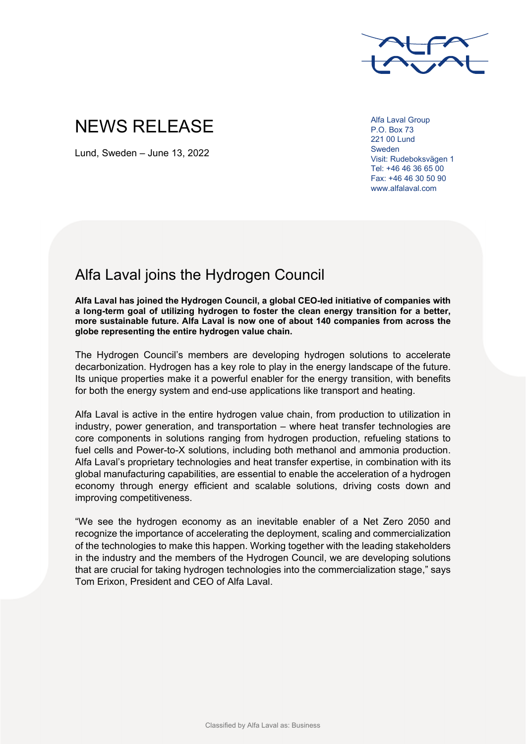# NEWS RELEASE

Lund, Sweden – June 13, 2022

Alfa Laval Group
P.O. Box 73
221 00 Lund
Sweden
Visit: Rudeboksvägen 1
Tel: +46 46 36 65 00
Fax: +46 46 30 50 90
www.alfalaval.com

## Alfa Laval joins the Hydrogen Council

**Alfa Laval has joined the Hydrogen Council, a global CEO-led initiative of companies with a long-term goal of utilizing hydrogen to foster the clean energy transition for a better, more sustainable future. Alfa Laval is now one of about 140 companies from across the globe representing the entire hydrogen value chain.**

The Hydrogen Council's members are developing hydrogen solutions to accelerate decarbonization. Hydrogen has a key role to play in the energy landscape of the future. Its unique properties make it a powerful enabler for the energy transition, with benefits for both the energy system and end-use applications like transport and heating.

Alfa Laval is active in the entire hydrogen value chain, from production to utilization in industry, power generation, and transportation – where heat transfer technologies are core components in solutions ranging from hydrogen production, refueling stations to fuel cells and Power-to-X solutions, including both methanol and ammonia production. Alfa Laval's proprietary technologies and heat transfer expertise, in combination with its global manufacturing capabilities, are essential to enable the acceleration of a hydrogen economy through energy efficient and scalable solutions, driving costs down and improving competitiveness.

"We see the hydrogen economy as an inevitable enabler of a Net Zero 2050 and recognize the importance of accelerating the deployment, scaling and commercialization of the technologies to make this happen. Working together with the leading stakeholders in the industry and the members of the Hydrogen Council, we are developing solutions that are crucial for taking hydrogen technologies into the commercialization stage," says Tom Erixon, President and CEO of Alfa Laval.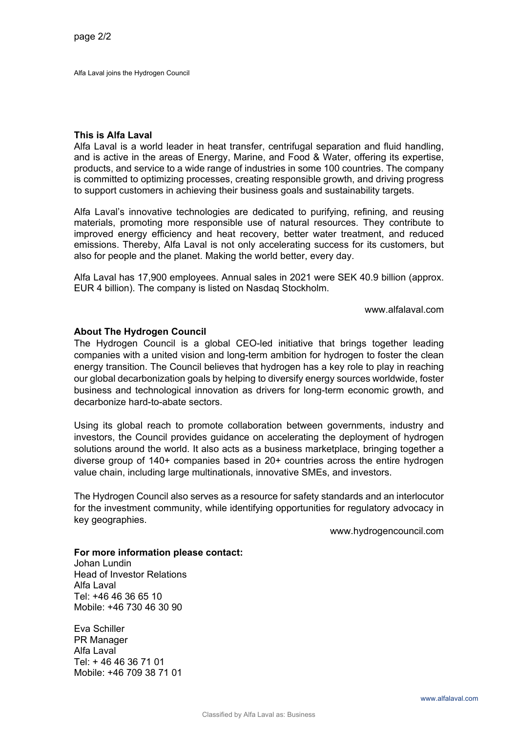**This is Alfa Laval**

Alfa Laval is a world leader in heat transfer, centrifugal separation and fluid handling, and is active in the areas of Energy, Marine, and Food & Water, offering its expertise, products, and service to a wide range of industries in some 100 countries. The company is committed to optimizing processes, creating responsible growth, and driving progress to support customers in achieving their business goals and sustainability targets.

Alfa Laval's innovative technologies are dedicated to purifying, refining, and reusing materials, promoting more responsible use of natural resources. They contribute to improved energy efficiency and heat recovery, better water treatment, and reduced emissions. Thereby, Alfa Laval is not only accelerating success for its customers, but also for people and the planet. Making the world better, every day.

Alfa Laval has 17,900 employees. Annual sales in 2021 were SEK 40.9 billion (approx. EUR 4 billion). The company is listed on Nasdaq Stockholm.

www.alfalaval.com

**About The Hydrogen Council**

The Hydrogen Council is a global CEO-led initiative that brings together leading companies with a united vision and long-term ambition for hydrogen to foster the clean energy transition. The Council believes that hydrogen has a key role to play in reaching our global decarbonization goals by helping to diversify energy sources worldwide, foster business and technological innovation as drivers for long-term economic growth, and decarbonize hard-to-abate sectors.

Using its global reach to promote collaboration between governments, industry and investors, the Council provides guidance on accelerating the deployment of hydrogen solutions around the world. It also acts as a business marketplace, bringing together a diverse group of 140+ companies based in 20+ countries across the entire hydrogen value chain, including large multinationals, innovative SMEs, and investors.

The Hydrogen Council also serves as a resource for safety standards and an interlocutor for the investment community, while identifying opportunities for regulatory advocacy in key geographies.

www.hydrogencouncil.com

**For more information please contact:**

Johan Lundin  
Head of Investor Relations  
Alfa Laval  
Tel: +46 46 36 65 10  
Mobile: +46 730 46 30 90

Eva Schiller  
PR Manager  
Alfa Laval  
Tel: + 46 46 36 71 01  
Mobile: +46 709 38 71 01